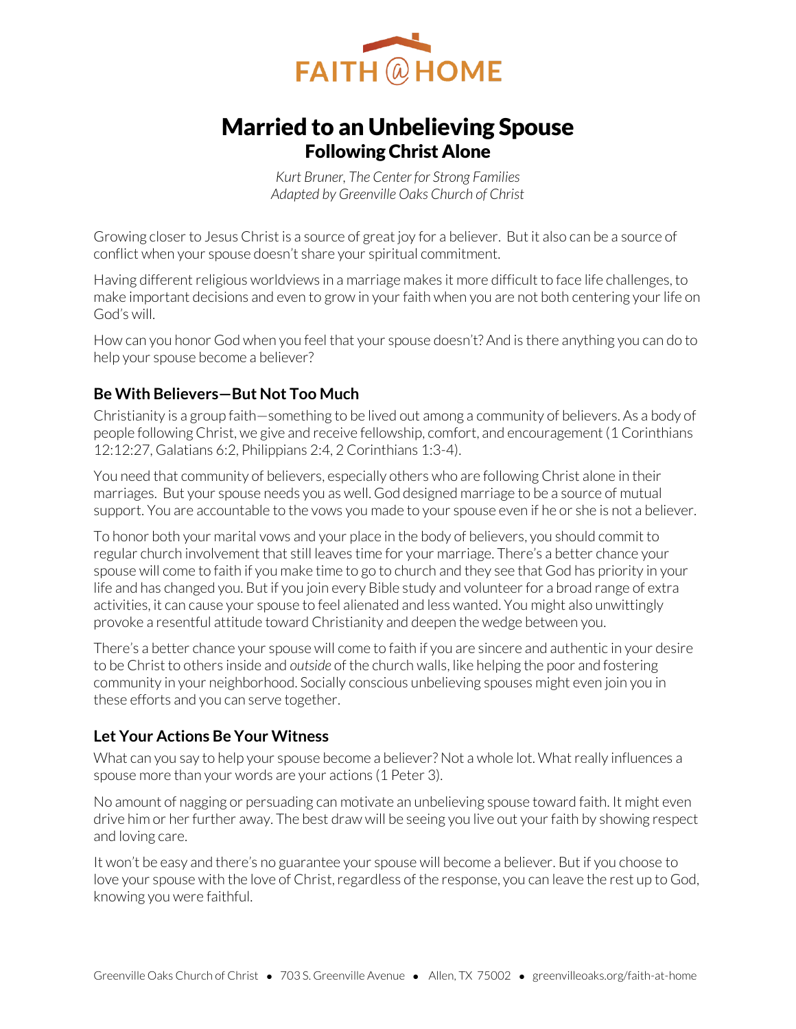FAITH @ HOME

# Married to an Unbelieving Spouse

## Following Christ Alone

*Kurt Bruner, The Center for Strong Families*
*Adapted by Greenville Oaks Church of Christ*

Growing closer to Jesus Christ is a source of great joy for a believer. But it also can be a source of conflict when your spouse doesn't share your spiritual commitment.

Having different religious worldviews in a marriage makes it more difficult to face life challenges, to make important decisions and even to grow in your faith when you are not both centering your life on God's will.

How can you honor God when you feel that your spouse doesn't? And is there anything you can do to help your spouse become a believer?

### Be With Believers—But Not Too Much

Christianity is a group faith—something to be lived out among a community of believers. As a body of people following Christ, we give and receive fellowship, comfort, and encouragement (1 Corinthians 12:12:27, Galatians 6:2, Philippians 2:4, 2 Corinthians 1:3-4).

You need that community of believers, especially others who are following Christ alone in their marriages. But your spouse needs you as well. God designed marriage to be a source of mutual support. You are accountable to the vows you made to your spouse even if he or she is not a believer.

To honor both your marital vows and your place in the body of believers, you should commit to regular church involvement that still leaves time for your marriage. There's a better chance your spouse will come to faith if you make time to go to church and they see that God has priority in your life and has changed you. But if you join every Bible study and volunteer for a broad range of extra activities, it can cause your spouse to feel alienated and less wanted. You might also unwittingly provoke a resentful attitude toward Christianity and deepen the wedge between you.

There's a better chance your spouse will come to faith if you are sincere and authentic in your desire to be Christ to others inside and *outside* of the church walls, like helping the poor and fostering community in your neighborhood. Socially conscious unbelieving spouses might even join you in these efforts and you can serve together.

### Let Your Actions Be Your Witness

What can you say to help your spouse become a believer? Not a whole lot. What really influences a spouse more than your words are your actions (1 Peter 3).

No amount of nagging or persuading can motivate an unbelieving spouse toward faith. It might even drive him or her further away. The best draw will be seeing you live out your faith by showing respect and loving care.

It won't be easy and there's no guarantee your spouse will become a believer. But if you choose to love your spouse with the love of Christ, regardless of the response, you can leave the rest up to God, knowing you were faithful.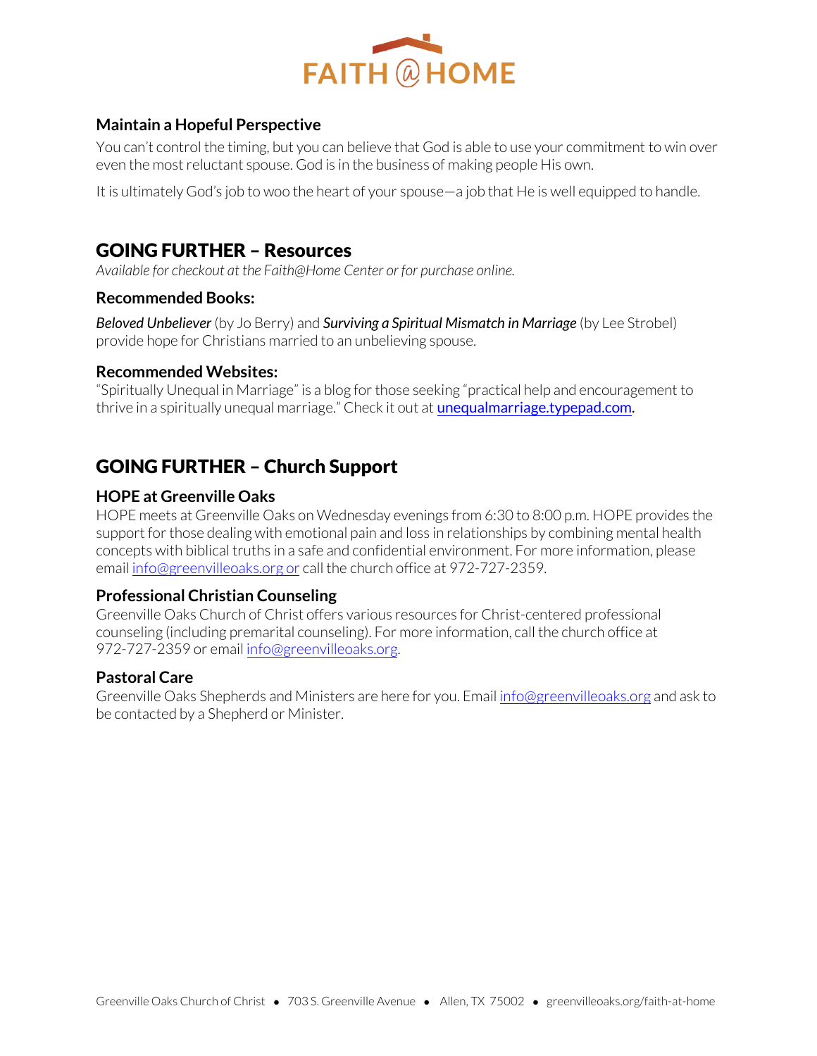FAITH @ HOME

### Maintain a Hopeful Perspective

You can't control the timing, but you can believe that God is able to use your commitment to win over even the most reluctant spouse. God is in the business of making people His own.

It is ultimately God's job to woo the heart of your spouse—a job that He is well equipped to handle.

## GOING FURTHER – Resources

*Available for checkout at the Faith@Home Center or for purchase online.*

### Recommended Books:

***Beloved Unbeliever*** (by Jo Berry) and ***Surviving a Spiritual Mismatch in Marriage*** (by Lee Strobel) provide hope for Christians married to an unbelieving spouse.

### Recommended Websites:

"Spiritually Unequal in Marriage" is a blog for those seeking "practical help and encouragement to thrive in a spiritually unequal marriage." Check it out at unequalmarriage.typepad.com.

## GOING FURTHER – Church Support

### HOPE at Greenville Oaks

HOPE meets at Greenville Oaks on Wednesday evenings from 6:30 to 8:00 p.m. HOPE provides the support for those dealing with emotional pain and loss in relationships by combining mental health concepts with biblical truths in a safe and confidential environment. For more information, please email info@greenvilleoaks.org or call the church office at 972-727-2359.

### Professional Christian Counseling

Greenville Oaks Church of Christ offers various resources for Christ-centered professional counseling (including premarital counseling). For more information, call the church office at 972-727-2359 or email info@greenvilleoaks.org.

### Pastoral Care

Greenville Oaks Shepherds and Ministers are here for you. Email info@greenvilleoaks.org and ask to be contacted by a Shepherd or Minister.